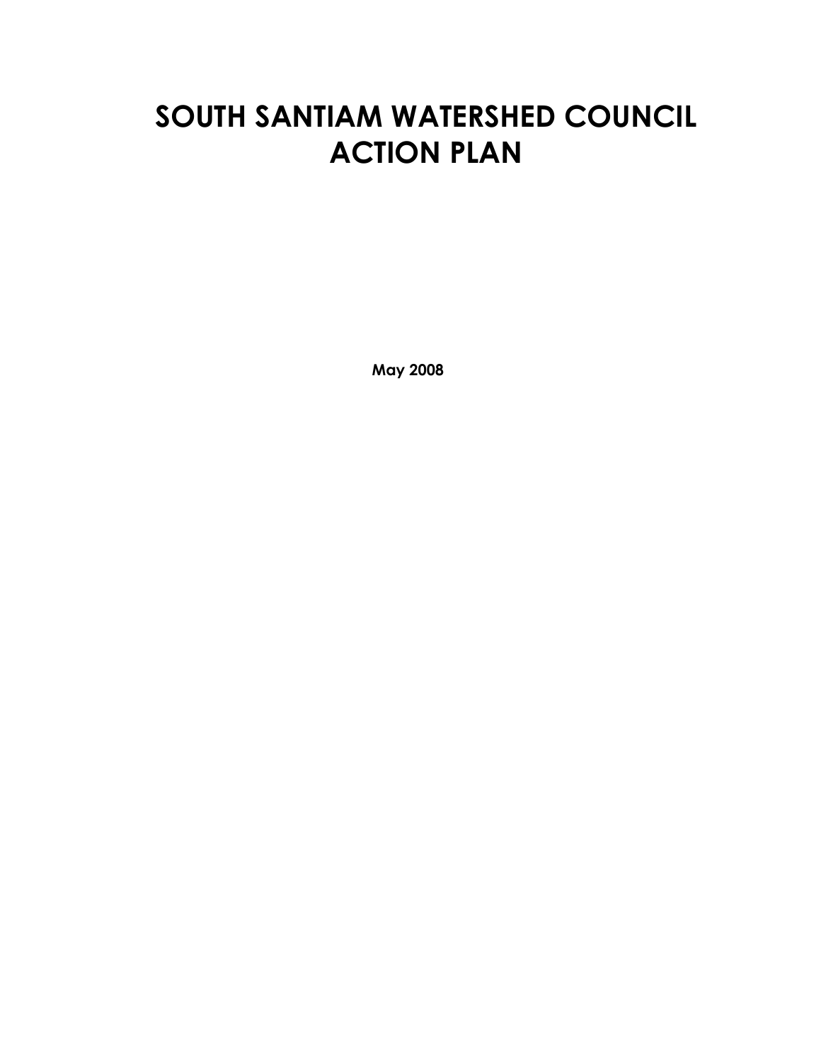# SOUTH SANTIAM WATERSHED COUNCIL ACTION PLAN

**May 2008**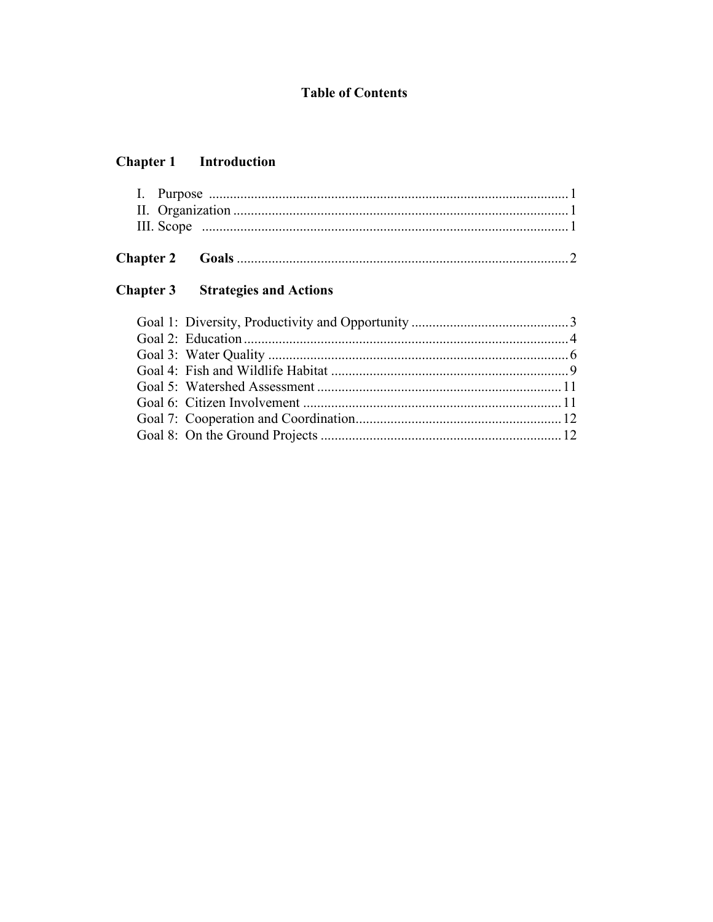# Table of Contents

**Chapter 1 Introduction**

- I. Purpose ..... 1
- II. Organization ..... 1
- III. Scope ..... 1

**Chapter 2 Goals** ..... 2

**Chapter 3 Strategies and Actions**

- Goal 1: Diversity, Productivity and Opportunity ..... 3
- Goal 2: Education ..... 4
- Goal 3: Water Quality ..... 6
- Goal 4: Fish and Wildlife Habitat ..... 9
- Goal 5: Watershed Assessment ..... 11
- Goal 6: Citizen Involvement ..... 11
- Goal 7: Cooperation and Coordination ..... 12
- Goal 8: On the Ground Projects ..... 12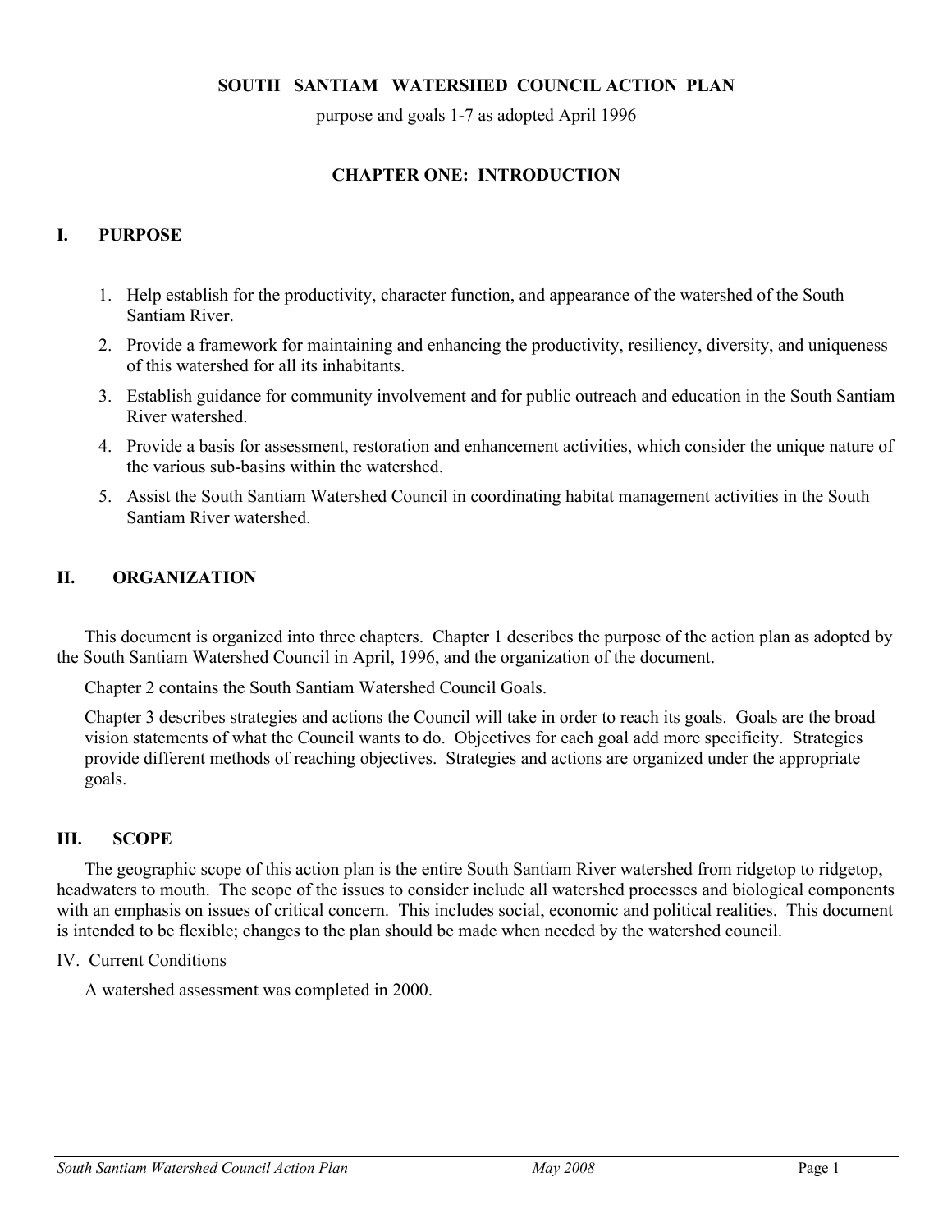# SOUTH SANTIAM WATERSHED COUNCIL ACTION PLAN

purpose and goals 1-7 as adopted April 1996

## CHAPTER ONE: INTRODUCTION

### I. PURPOSE

1. Help establish for the productivity, character function, and appearance of the watershed of the South Santiam River.
2. Provide a framework for maintaining and enhancing the productivity, resiliency, diversity, and uniqueness of this watershed for all its inhabitants.
3. Establish guidance for community involvement and for public outreach and education in the South Santiam River watershed.
4. Provide a basis for assessment, restoration and enhancement activities, which consider the unique nature of the various sub-basins within the watershed.
5. Assist the South Santiam Watershed Council in coordinating habitat management activities in the South Santiam River watershed.

### II. ORGANIZATION

This document is organized into three chapters. Chapter 1 describes the purpose of the action plan as adopted by the South Santiam Watershed Council in April, 1996, and the organization of the document.

Chapter 2 contains the South Santiam Watershed Council Goals.

Chapter 3 describes strategies and actions the Council will take in order to reach its goals. Goals are the broad vision statements of what the Council wants to do. Objectives for each goal add more specificity. Strategies provide different methods of reaching objectives. Strategies and actions are organized under the appropriate goals.

### III. SCOPE

The geographic scope of this action plan is the entire South Santiam River watershed from ridgetop to ridgetop, headwaters to mouth. The scope of the issues to consider include all watershed processes and biological components with an emphasis on issues of critical concern. This includes social, economic and political realities. This document is intended to be flexible; changes to the plan should be made when needed by the watershed council.

IV. Current Conditions

A watershed assessment was completed in 2000.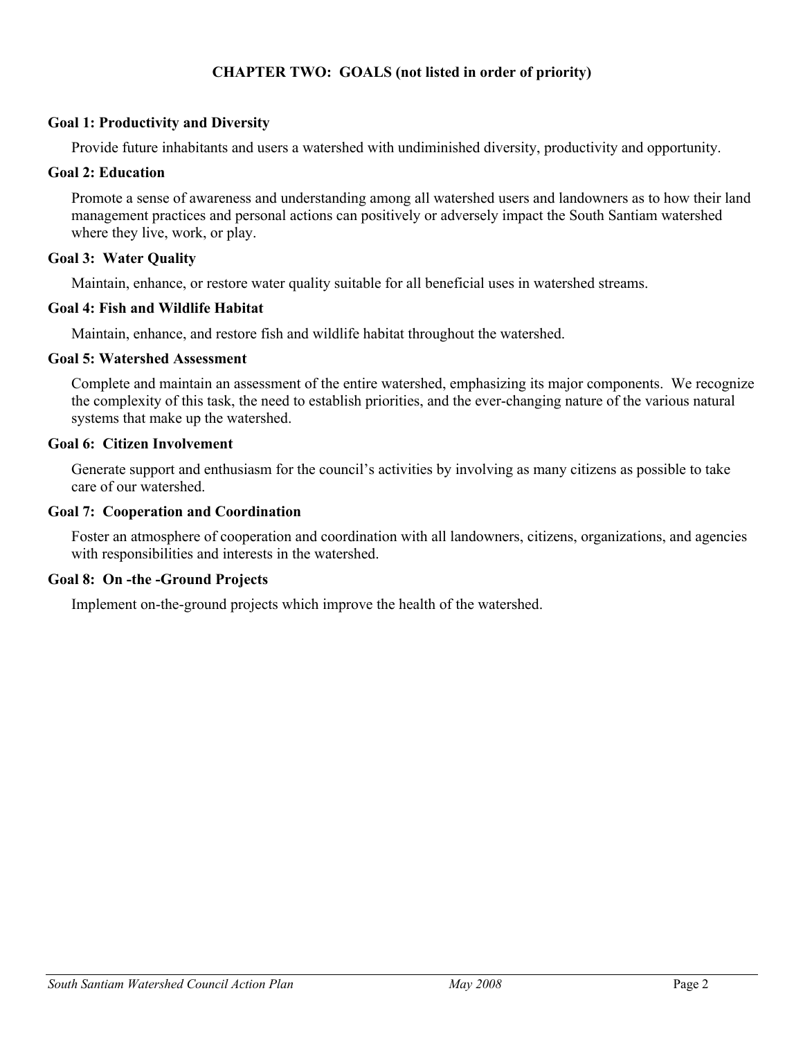## CHAPTER TWO: GOALS (not listed in order of priority)

### Goal 1: Productivity and Diversity

Provide future inhabitants and users a watershed with undiminished diversity, productivity and opportunity.

### Goal 2: Education

Promote a sense of awareness and understanding among all watershed users and landowners as to how their land management practices and personal actions can positively or adversely impact the South Santiam watershed where they live, work, or play.

### Goal 3: Water Quality

Maintain, enhance, or restore water quality suitable for all beneficial uses in watershed streams.

### Goal 4: Fish and Wildlife Habitat

Maintain, enhance, and restore fish and wildlife habitat throughout the watershed.

### Goal 5: Watershed Assessment

Complete and maintain an assessment of the entire watershed, emphasizing its major components. We recognize the complexity of this task, the need to establish priorities, and the ever-changing nature of the various natural systems that make up the watershed.

### Goal 6: Citizen Involvement

Generate support and enthusiasm for the council's activities by involving as many citizens as possible to take care of our watershed.

### Goal 7: Cooperation and Coordination

Foster an atmosphere of cooperation and coordination with all landowners, citizens, organizations, and agencies with responsibilities and interests in the watershed.

### Goal 8: On -the -Ground Projects

Implement on-the-ground projects which improve the health of the watershed.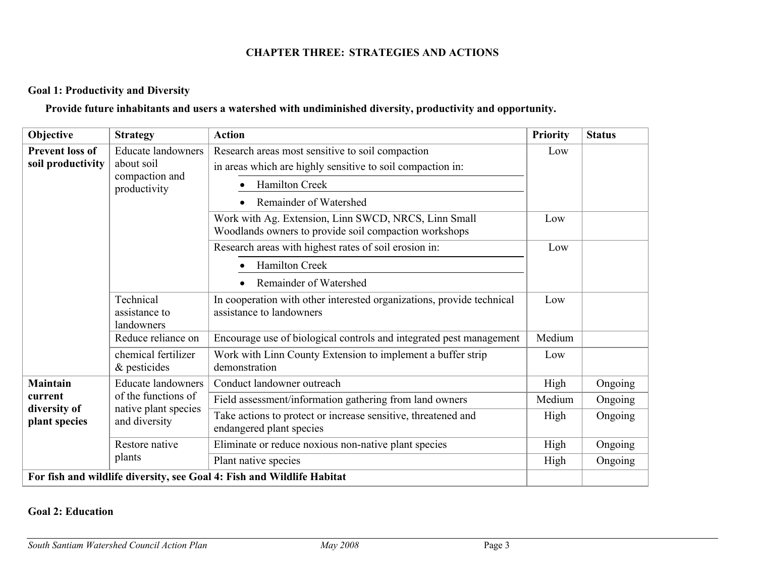# CHAPTER THREE: STRATEGIES AND ACTIONS

**Goal 1: Productivity and Diversity**

**Provide future inhabitants and users a watershed with undiminished diversity, productivity and opportunity.**

| Objective | Strategy | Action | Priority | Status |
|---|---|---|---|---|
| **Prevent loss of soil productivity** | Educate landowners about soil compaction and productivity | Research areas most sensitive to soil compaction in areas which are highly sensitive to soil compaction in: <br>• Hamilton Creek <br>• Remainder of Watershed | Low | |
| | | Work with Ag. Extension, Linn SWCD, NRCS, Linn Small Woodlands owners to provide soil compaction workshops | Low | |
| | | Research areas with highest rates of soil erosion in: <br>• Hamilton Creek <br>• Remainder of Watershed | Low | |
| | Technical assistance to landowners | In cooperation with other interested organizations, provide technical assistance to landowners | Low | |
| | Reduce reliance on chemical fertilizer & pesticides | Encourage use of biological controls and integrated pest management | Medium | |
| | | Work with Linn County Extension to implement a buffer strip demonstration | Low | |
| **Maintain current diversity of plant species** | Educate landowners of the functions of native plant species and diversity | Conduct landowner outreach | High | Ongoing |
| | | Field assessment/information gathering from land owners | Medium | Ongoing |
| | | Take actions to protect or increase sensitive, threatened and endangered plant species | High | Ongoing |
| | Restore native plants | Eliminate or reduce noxious non-native plant species | High | Ongoing |
| | | Plant native species | High | Ongoing |
| **For fish and wildlife diversity, see Goal 4: Fish and Wildlife Habitat** | | | | |

**Goal 2: Education**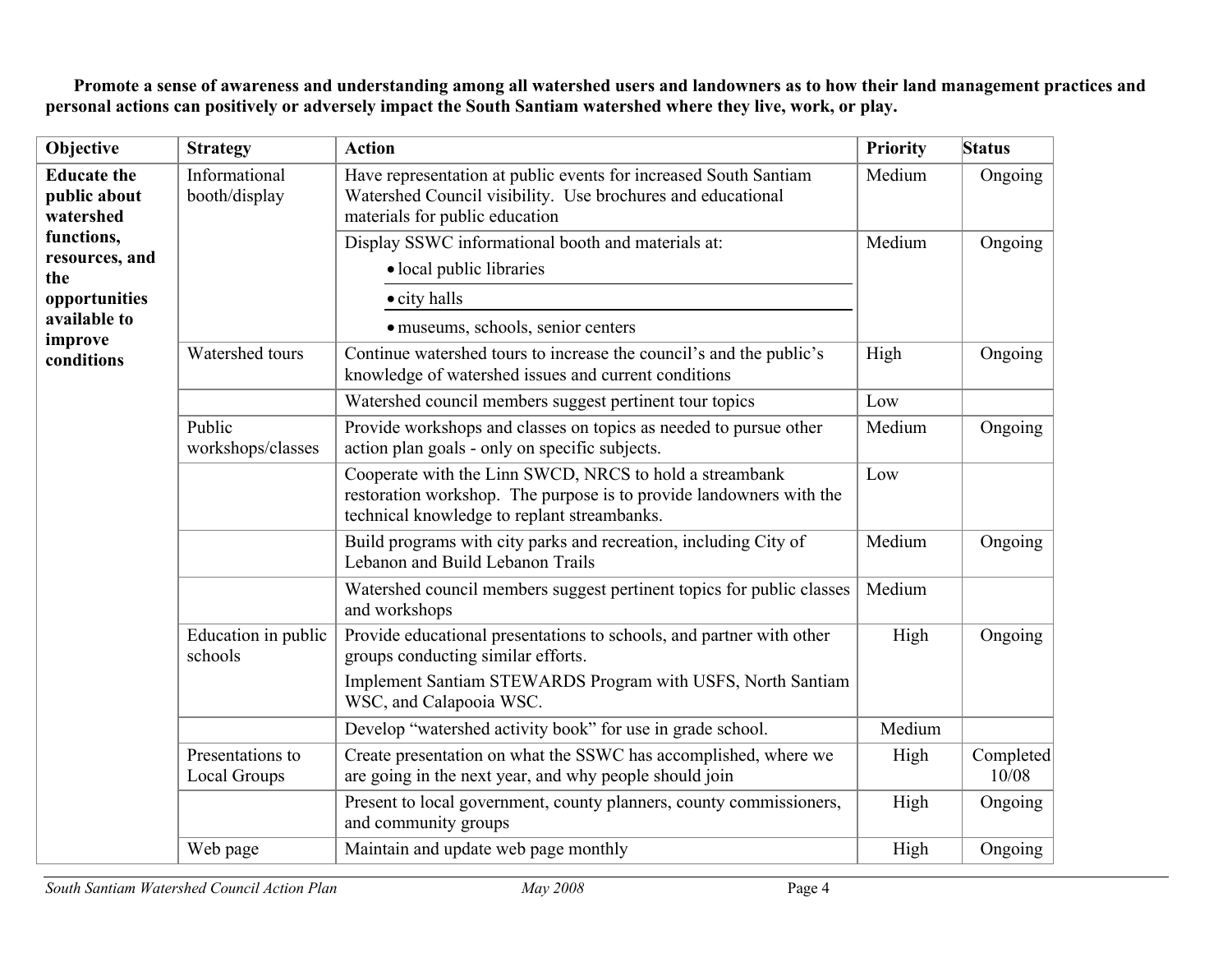**Promote a sense of awareness and understanding among all watershed users and landowners as to how their land management practices and personal actions can positively or adversely impact the South Santiam watershed where they live, work, or play.**

| Objective | Strategy | Action | Priority | Status |
|---|---|---|---|---|
| **Educate the public about watershed functions, resources, and the opportunities available to improve conditions** | Informational booth/display | Have representation at public events for increased South Santiam Watershed Council visibility. Use brochures and educational materials for public education | Medium | Ongoing |
| | | Display SSWC informational booth and materials at: • local public libraries • city halls • museums, schools, senior centers | Medium | Ongoing |
| | Watershed tours | Continue watershed tours to increase the council's and the public's knowledge of watershed issues and current conditions | High | Ongoing |
| | | Watershed council members suggest pertinent tour topics | Low | |
| | Public workshops/classes | Provide workshops and classes on topics as needed to pursue other action plan goals - only on specific subjects. | Medium | Ongoing |
| | | Cooperate with the Linn SWCD, NRCS to hold a streambank restoration workshop. The purpose is to provide landowners with the technical knowledge to replant streambanks. | Low | |
| | | Build programs with city parks and recreation, including City of Lebanon and Build Lebanon Trails | Medium | Ongoing |
| | | Watershed council members suggest pertinent topics for public classes and workshops | Medium | |
| | Education in public schools | Provide educational presentations to schools, and partner with other groups conducting similar efforts. Implement Santiam STEWARDS Program with USFS, North Santiam WSC, and Calapooia WSC. | High | Ongoing |
| | | Develop "watershed activity book" for use in grade school. | Medium | |
| | Presentations to Local Groups | Create presentation on what the SSWC has accomplished, where we are going in the next year, and why people should join | High | Completed 10/08 |
| | | Present to local government, county planners, county commissioners, and community groups | High | Ongoing |
| | Web page | Maintain and update web page monthly | High | Ongoing |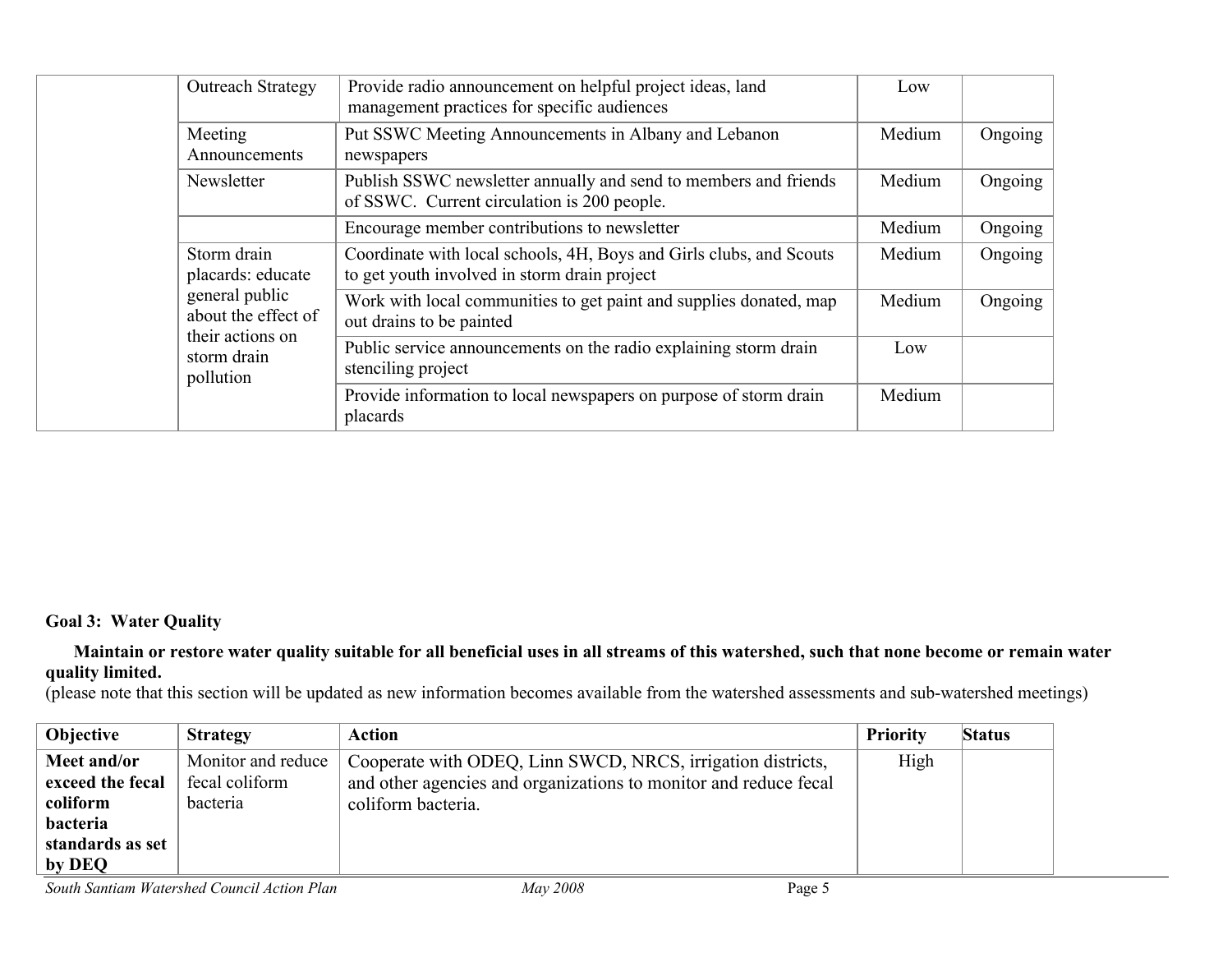| | | | | |
|---|---|---|---|---|
| | Outreach Strategy | Provide radio announcement on helpful project ideas, land management practices for specific audiences | Low | |
| | Meeting Announcements | Put SSWC Meeting Announcements in Albany and Lebanon newspapers | Medium | Ongoing |
| | Newsletter | Publish SSWC newsletter annually and send to members and friends of SSWC. Current circulation is 200 people. | Medium | Ongoing |
| | | Encourage member contributions to newsletter | Medium | Ongoing |
| | Storm drain placards: educate general public about the effect of their actions on storm drain pollution | Coordinate with local schools, 4H, Boys and Girls clubs, and Scouts to get youth involved in storm drain project | Medium | Ongoing |
| | | Work with local communities to get paint and supplies donated, map out drains to be painted | Medium | Ongoing |
| | | Public service announcements on the radio explaining storm drain stenciling project | Low | |
| | | Provide information to local newspapers on purpose of storm drain placards | Medium | |

**Goal 3: Water Quality**

**Maintain or restore water quality suitable for all beneficial uses in all streams of this watershed, such that none become or remain water quality limited.**
(please note that this section will be updated as new information becomes available from the watershed assessments and sub-watershed meetings)

| Objective | Strategy | Action | Priority | Status |
|---|---|---|---|---|
| **Meet and/or exceed the fecal coliform bacteria standards as set by DEQ** | Monitor and reduce fecal coliform bacteria | Cooperate with ODEQ, Linn SWCD, NRCS, irrigation districts, and other agencies and organizations to monitor and reduce fecal coliform bacteria. | High | |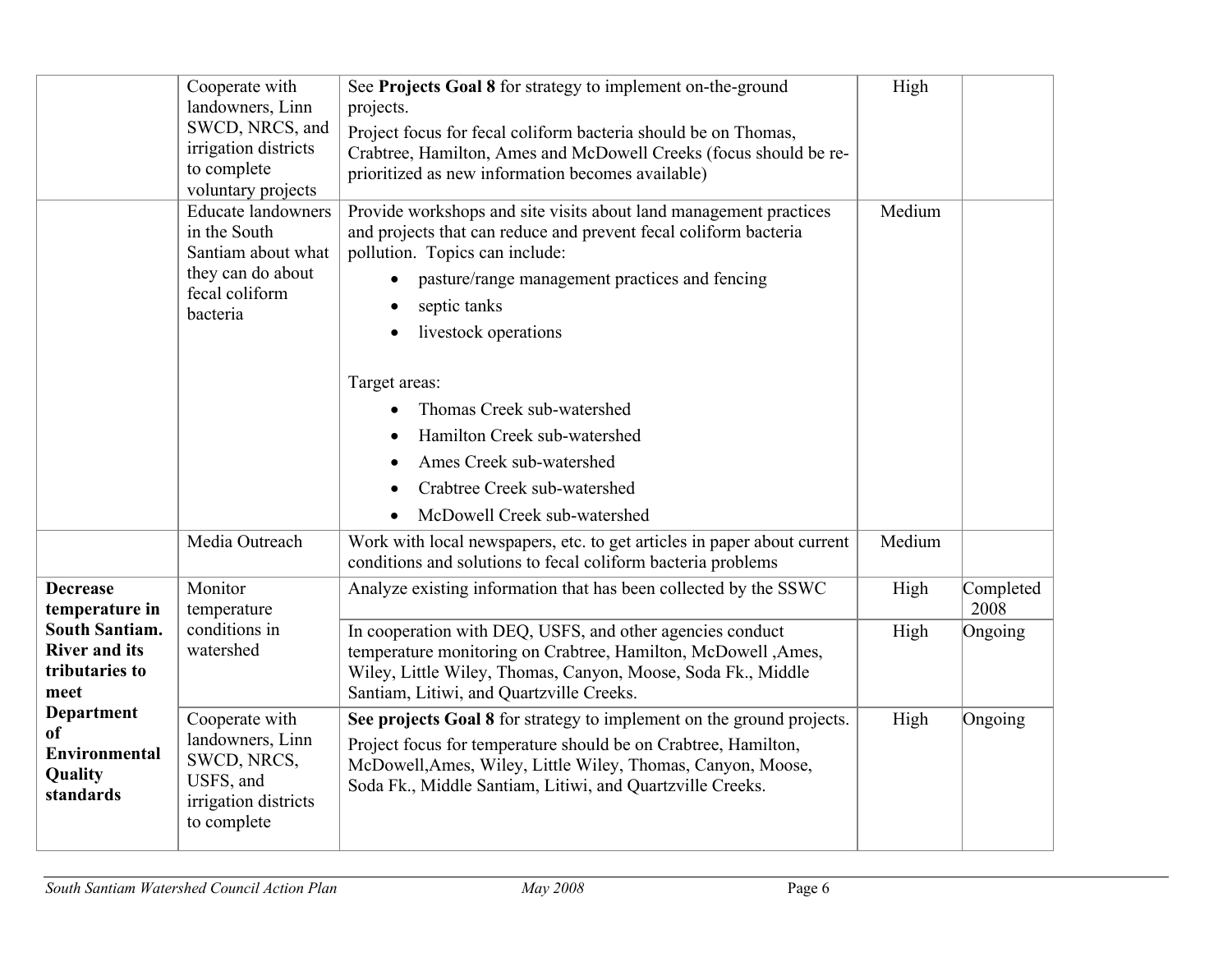| | | | | |
|---|---|---|---|---|
| | Cooperate with landowners, Linn SWCD, NRCS, and irrigation districts to complete voluntary projects | See **Projects Goal 8** for strategy to implement on-the-ground projects.<br>Project focus for fecal coliform bacteria should be on Thomas, Crabtree, Hamilton, Ames and McDowell Creeks (focus should be re-prioritized as new information becomes available) | High | |
| | Educate landowners in the South Santiam about what they can do about fecal coliform bacteria | Provide workshops and site visits about land management practices and projects that can reduce and prevent fecal coliform bacteria pollution. Topics can include:<br>• pasture/range management practices and fencing<br>• septic tanks<br>• livestock operations<br><br>Target areas:<br>• Thomas Creek sub-watershed<br>• Hamilton Creek sub-watershed<br>• Ames Creek sub-watershed<br>• Crabtree Creek sub-watershed<br>• McDowell Creek sub-watershed | Medium | |
| | Media Outreach | Work with local newspapers, etc. to get articles in paper about current conditions and solutions to fecal coliform bacteria problems | Medium | |
| **Decrease temperature in South Santiam. River and its tributaries to meet Department of Environmental Quality standards** | Monitor temperature conditions in watershed | Analyze existing information that has been collected by the SSWC | High | Completed 2008 |
| | | In cooperation with DEQ, USFS, and other agencies conduct temperature monitoring on Crabtree, Hamilton, McDowell ,Ames, Wiley, Little Wiley, Thomas, Canyon, Moose, Soda Fk., Middle Santiam, Litiwi, and Quartzville Creeks. | High | Ongoing |
| | Cooperate with landowners, Linn SWCD, NRCS, USFS, and irrigation districts to complete | **See projects Goal 8** for strategy to implement on the ground projects.<br>Project focus for temperature should be on Crabtree, Hamilton, McDowell,Ames, Wiley, Little Wiley, Thomas, Canyon, Moose, Soda Fk., Middle Santiam, Litiwi, and Quartzville Creeks. | High | Ongoing |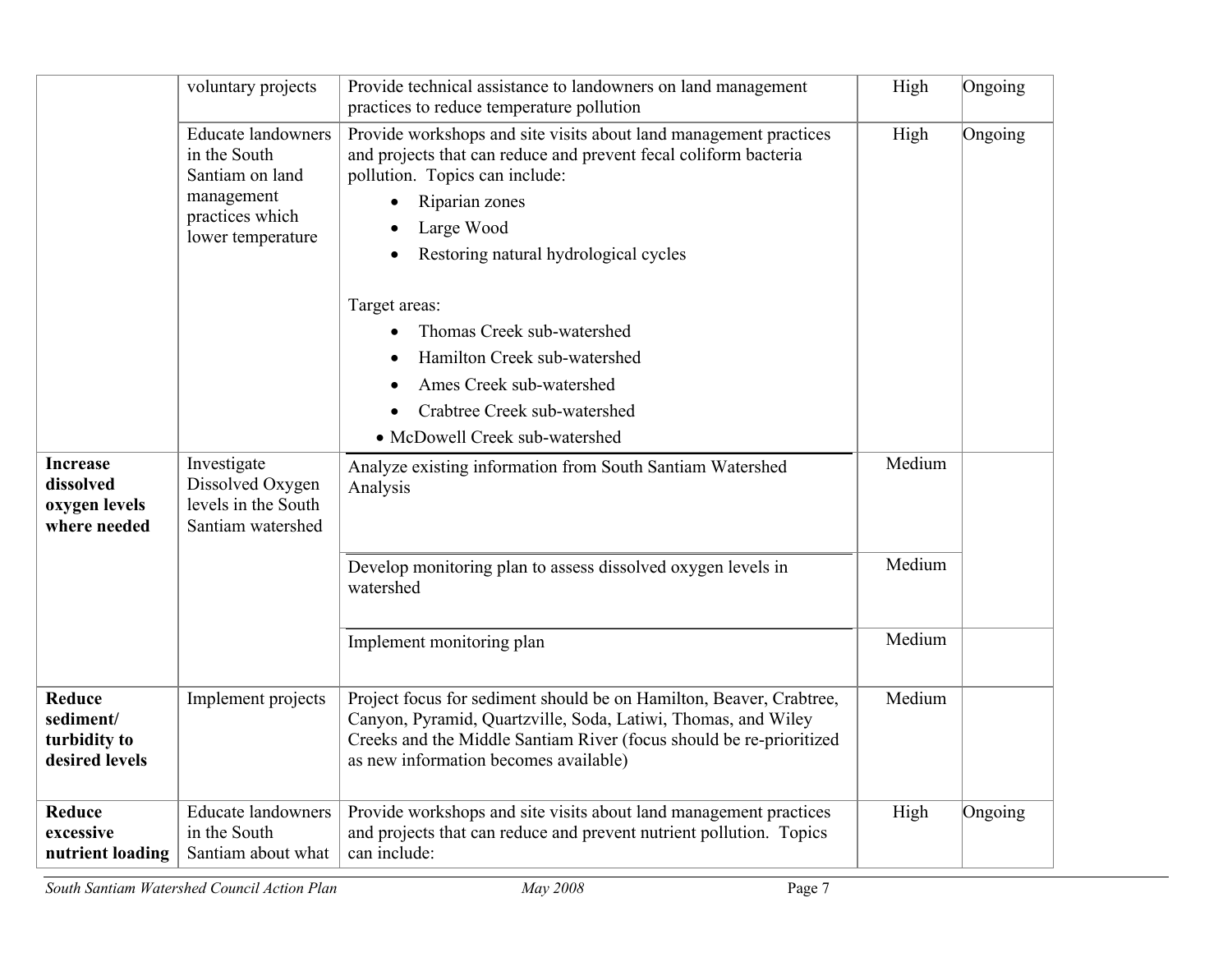| | | | | |
|---|---|---|---|---|
| | voluntary projects | Provide technical assistance to landowners on land management practices to reduce temperature pollution | High | Ongoing |
| | Educate landowners in the South Santiam on land management practices which lower temperature | Provide workshops and site visits about land management practices and projects that can reduce and prevent fecal coliform bacteria pollution. Topics can include:<br>• Riparian zones<br>• Large Wood<br>• Restoring natural hydrological cycles<br><br>Target areas:<br>• Thomas Creek sub-watershed<br>• Hamilton Creek sub-watershed<br>• Ames Creek sub-watershed<br>• Crabtree Creek sub-watershed<br>• McDowell Creek sub-watershed | High | Ongoing |
| **Increase dissolved oxygen levels where needed** | Investigate Dissolved Oxygen levels in the South Santiam watershed | Analyze existing information from South Santiam Watershed Analysis | Medium | |
| | | Develop monitoring plan to assess dissolved oxygen levels in watershed | Medium | |
| | | Implement monitoring plan | Medium | |
| **Reduce sediment/ turbidity to desired levels** | Implement projects | Project focus for sediment should be on Hamilton, Beaver, Crabtree, Canyon, Pyramid, Quartzville, Soda, Latiwi, Thomas, and Wiley Creeks and the Middle Santiam River (focus should be re-prioritized as new information becomes available) | Medium | |
| **Reduce excessive nutrient loading** | Educate landowners in the South Santiam about what | Provide workshops and site visits about land management practices and projects that can reduce and prevent nutrient pollution. Topics can include: | High | Ongoing |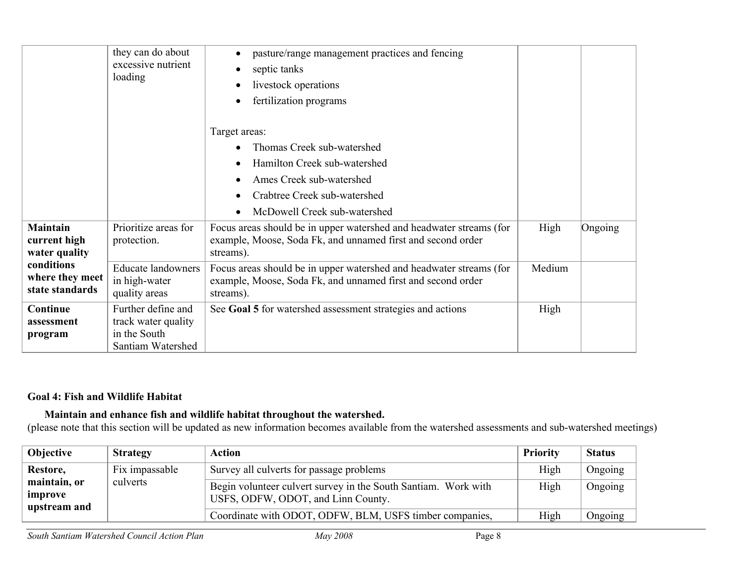| | they can do about excessive nutrient loading | • pasture/range management practices and fencing<br>• septic tanks<br>• livestock operations<br>• fertilization programs<br><br>Target areas:<br>• Thomas Creek sub-watershed<br>• Hamilton Creek sub-watershed<br>• Ames Creek sub-watershed<br>• Crabtree Creek sub-watershed<br>• McDowell Creek sub-watershed | | |
|---|---|---|---|---|
| **Maintain current high water quality conditions where they meet state standards** | Prioritize areas for protection. | Focus areas should be in upper watershed and headwater streams (for example, Moose, Soda Fk, and unnamed first and second order streams). | High | Ongoing |
| | Educate landowners in high-water quality areas | Focus areas should be in upper watershed and headwater streams (for example, Moose, Soda Fk, and unnamed first and second order streams). | Medium | |
| **Continue assessment program** | Further define and track water quality in the South Santiam Watershed | See **Goal 5** for watershed assessment strategies and actions | High | |

**Goal 4: Fish and Wildlife Habitat**

**Maintain and enhance fish and wildlife habitat throughout the watershed.**
(please note that this section will be updated as new information becomes available from the watershed assessments and sub-watershed meetings)

| Objective | Strategy | Action | Priority | Status |
|---|---|---|---|---|
| **Restore, maintain, or improve upstream and** | Fix impassable culverts | Survey all culverts for passage problems | High | Ongoing |
| | | Begin volunteer culvert survey in the South Santiam. Work with USFS, ODFW, ODOT, and Linn County. | High | Ongoing |
| | | Coordinate with ODOT, ODFW, BLM, USFS timber companies, | High | Ongoing |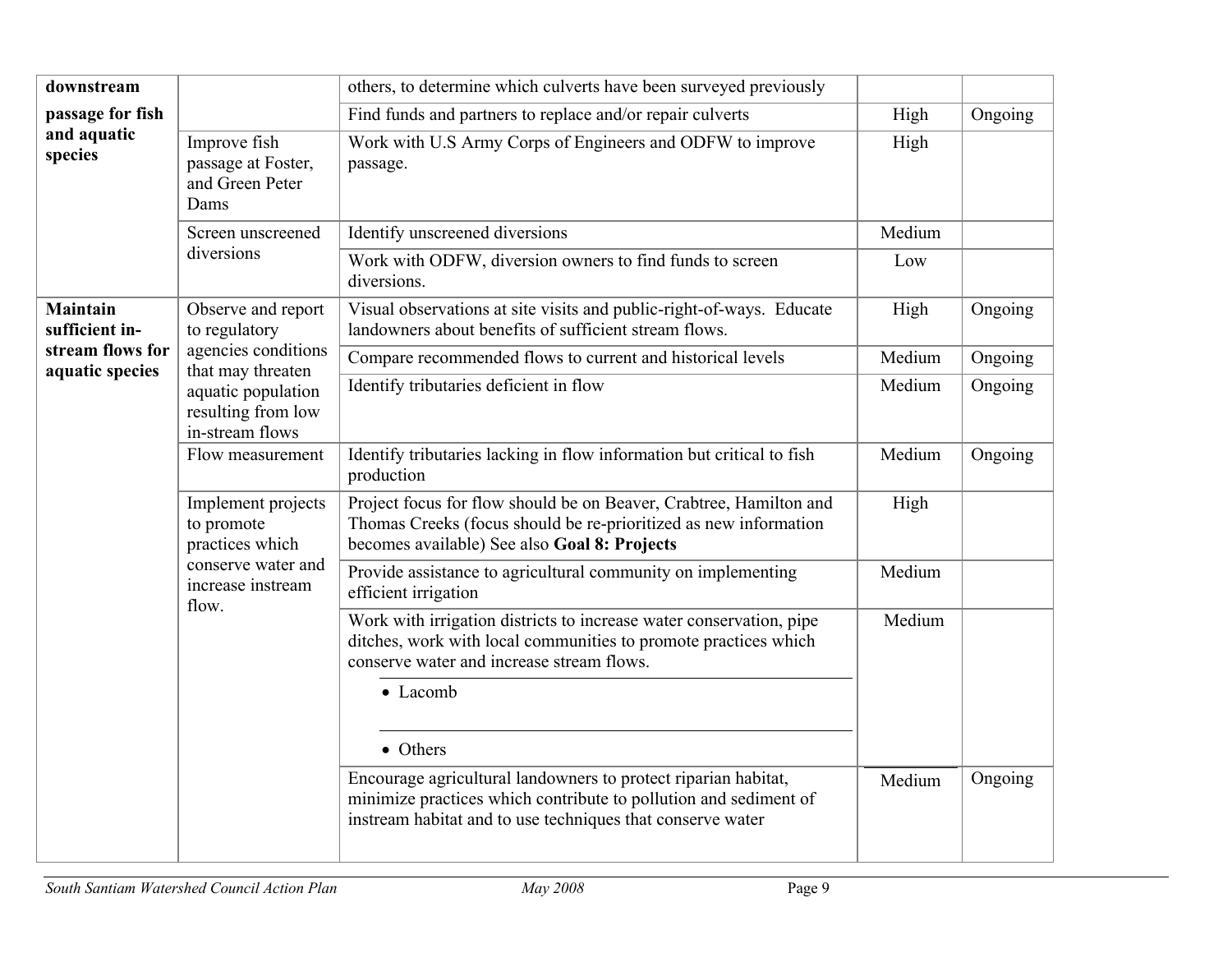| | | | | |
|---|---|---|---|---|
| **downstream passage for fish and aquatic species** | | others, to determine which culverts have been surveyed previously | | |
| | | Find funds and partners to replace and/or repair culverts | High | Ongoing |
| | Improve fish passage at Foster, and Green Peter Dams | Work with U.S Army Corps of Engineers and ODFW to improve passage. | High | |
| | Screen unscreened diversions | Identify unscreened diversions | Medium | |
| | | Work with ODFW, diversion owners to find funds to screen diversions. | Low | |
| **Maintain sufficient in-stream flows for aquatic species** | Observe and report to regulatory agencies conditions that may threaten aquatic population resulting from low in-stream flows | Visual observations at site visits and public-right-of-ways. Educate landowners about benefits of sufficient stream flows. | High | Ongoing |
| | | Compare recommended flows to current and historical levels | Medium | Ongoing |
| | | Identify tributaries deficient in flow | Medium | Ongoing |
| | Flow measurement | Identify tributaries lacking in flow information but critical to fish production | Medium | Ongoing |
| | Implement projects to promote practices which conserve water and increase instream flow. | Project focus for flow should be on Beaver, Crabtree, Hamilton and Thomas Creeks (focus should be re-prioritized as new information becomes available) See also **Goal 8: Projects** | High | |
| | | Provide assistance to agricultural community on implementing efficient irrigation | Medium | |
| | | Work with irrigation districts to increase water conservation, pipe ditches, work with local communities to promote practices which conserve water and increase stream flows.<br>• Lacomb<br>• Others | Medium | |
| | | Encourage agricultural landowners to protect riparian habitat, minimize practices which contribute to pollution and sediment of instream habitat and to use techniques that conserve water | Medium | Ongoing |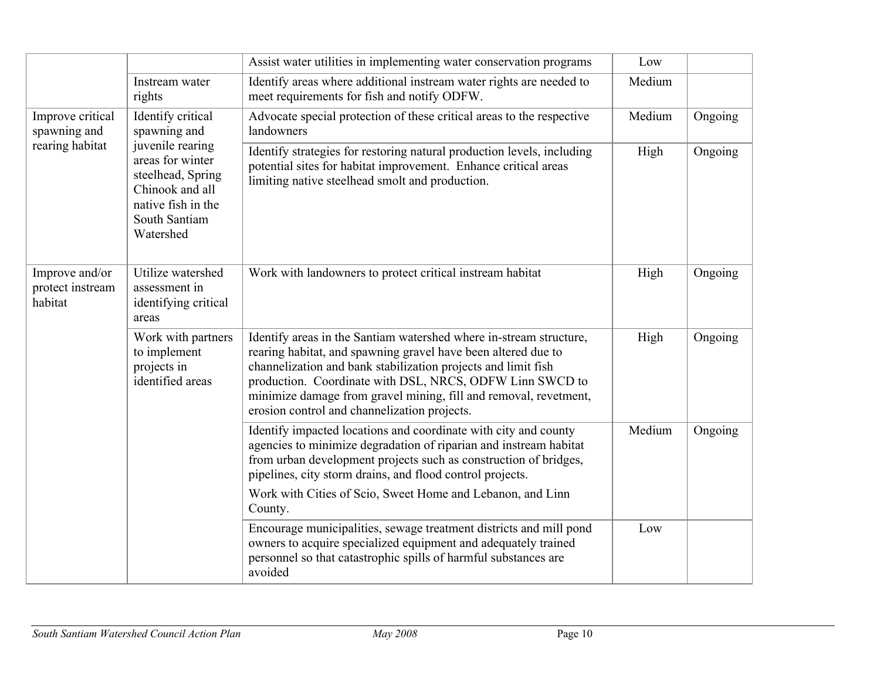| | | | | |
|---|---|---|---|---|
| | | Assist water utilities in implementing water conservation programs | Low | |
| | Instream water rights | Identify areas where additional instream water rights are needed to meet requirements for fish and notify ODFW. | Medium | |
| Improve critical spawning and rearing habitat | Identify critical spawning and juvenile rearing areas for winter steelhead, Spring Chinook and all native fish in the South Santiam Watershed | Advocate special protection of these critical areas to the respective landowners | Medium | Ongoing |
| | | Identify strategies for restoring natural production levels, including potential sites for habitat improvement. Enhance critical areas limiting native steelhead smolt and production. | High | Ongoing |
| Improve and/or protect instream habitat | Utilize watershed assessment in identifying critical areas | Work with landowners to protect critical instream habitat | High | Ongoing |
| | Work with partners to implement projects in identified areas | Identify areas in the Santiam watershed where in-stream structure, rearing habitat, and spawning gravel have been altered due to channelization and bank stabilization projects and limit fish production. Coordinate with DSL, NRCS, ODFW Linn SWCD to minimize damage from gravel mining, fill and removal, revetment, erosion control and channelization projects. | High | Ongoing |
| | | Identify impacted locations and coordinate with city and county agencies to minimize degradation of riparian and instream habitat from urban development projects such as construction of bridges, pipelines, city storm drains, and flood control projects. Work with Cities of Scio, Sweet Home and Lebanon, and Linn County. | Medium | Ongoing |
| | | Encourage municipalities, sewage treatment districts and mill pond owners to acquire specialized equipment and adequately trained personnel so that catastrophic spills of harmful substances are avoided | Low | |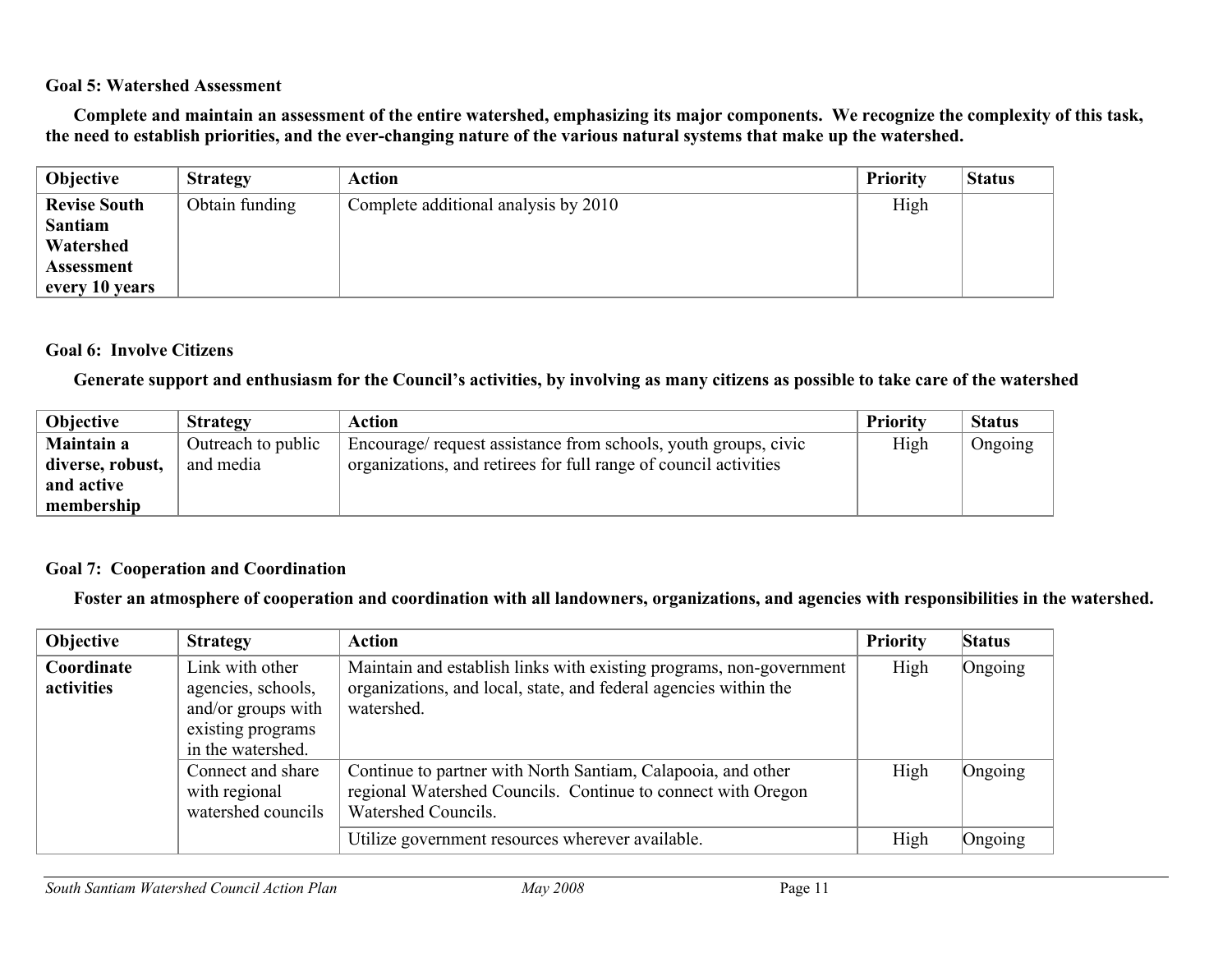**Goal 5: Watershed Assessment**

**Complete and maintain an assessment of the entire watershed, emphasizing its major components. We recognize the complexity of this task, the need to establish priorities, and the ever-changing nature of the various natural systems that make up the watershed.**

| Objective | Strategy | Action | Priority | Status |
|---|---|---|---|---|
| **Revise South Santiam Watershed Assessment every 10 years** | Obtain funding | Complete additional analysis by 2010 | High | |

**Goal 6: Involve Citizens**

**Generate support and enthusiasm for the Council's activities, by involving as many citizens as possible to take care of the watershed**

| Objective | Strategy | Action | Priority | Status |
|---|---|---|---|---|
| **Maintain a diverse, robust, and active membership** | Outreach to public and media | Encourage/ request assistance from schools, youth groups, civic organizations, and retirees for full range of council activities | High | Ongoing |

**Goal 7: Cooperation and Coordination**

**Foster an atmosphere of cooperation and coordination with all landowners, organizations, and agencies with responsibilities in the watershed.**

| Objective | Strategy | Action | Priority | Status |
|---|---|---|---|---|
| **Coordinate activities** | Link with other agencies, schools, and/or groups with existing programs in the watershed. | Maintain and establish links with existing programs, non-government organizations, and local, state, and federal agencies within the watershed. | High | Ongoing |
| | Connect and share with regional watershed councils | Continue to partner with North Santiam, Calapooia, and other regional Watershed Councils. Continue to connect with Oregon Watershed Councils. | High | Ongoing |
| | | Utilize government resources wherever available. | High | Ongoing |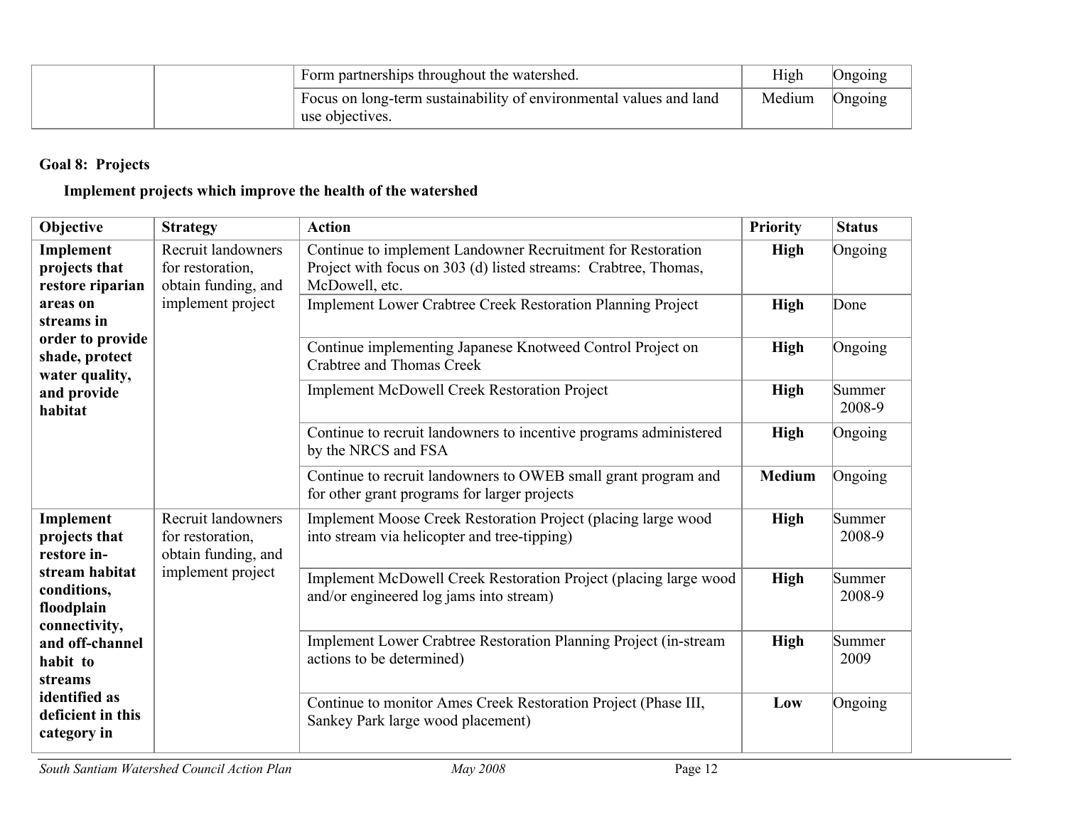| | | Form partnerships throughout the watershed. | High | Ongoing |
|---|---|---|---|---|
| | | Focus on long-term sustainability of environmental values and land use objectives. | Medium | Ongoing |

**Goal 8: Projects**

**Implement projects which improve the health of the watershed**

| Objective | Strategy | Action | Priority | Status |
|---|---|---|---|---|
| **Implement projects that restore riparian areas on streams in order to provide shade, protect water quality, and provide habitat** | Recruit landowners for restoration, obtain funding, and implement project | Continue to implement Landowner Recruitment for Restoration Project with focus on 303 (d) listed streams: Crabtree, Thomas, McDowell, etc. | **High** | Ongoing |
| | | Implement Lower Crabtree Creek Restoration Planning Project | **High** | Done |
| | | Continue implementing Japanese Knotweed Control Project on Crabtree and Thomas Creek | **High** | Ongoing |
| | | Implement McDowell Creek Restoration Project | **High** | Summer 2008-9 |
| | | Continue to recruit landowners to incentive programs administered by the NRCS and FSA | **High** | Ongoing |
| | | Continue to recruit landowners to OWEB small grant program and for other grant programs for larger projects | **Medium** | Ongoing |
| **Implement projects that restore in-stream habitat conditions, floodplain connectivity, and off-channel habit to streams identified as deficient in this category in** | Recruit landowners for restoration, obtain funding, and implement project | Implement Moose Creek Restoration Project (placing large wood into stream via helicopter and tree-tipping) | **High** | Summer 2008-9 |
| | | Implement McDowell Creek Restoration Project (placing large wood and/or engineered log jams into stream) | **High** | Summer 2008-9 |
| | | Implement Lower Crabtree Restoration Planning Project (in-stream actions to be determined) | **High** | Summer 2009 |
| | | Continue to monitor Ames Creek Restoration Project (Phase III, Sankey Park large wood placement) | **Low** | Ongoing |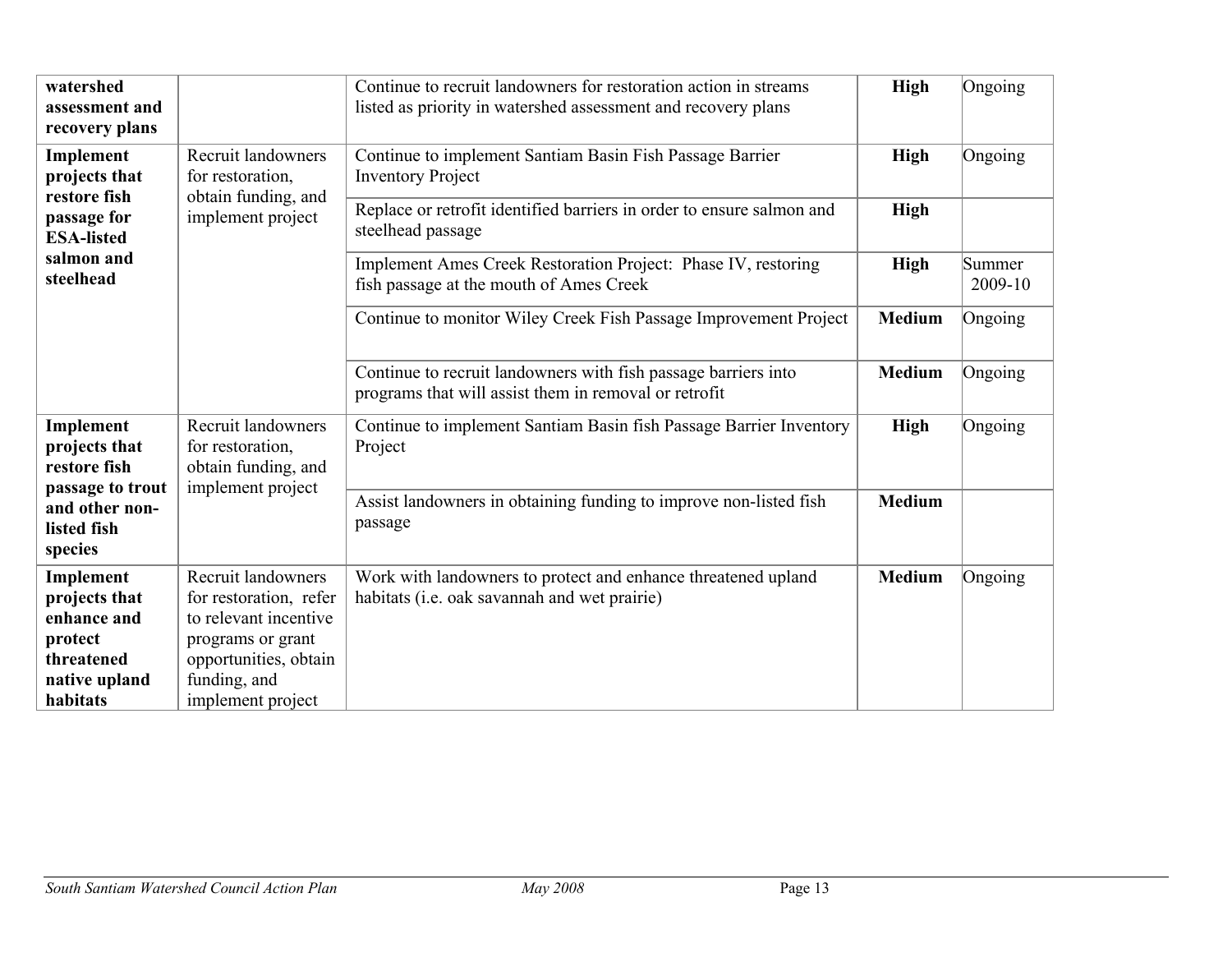| | | | | |
|---|---|---|---|---|
| **watershed assessment and recovery plans** | | Continue to recruit landowners for restoration action in streams listed as priority in watershed assessment and recovery plans | **High** | Ongoing |
| **Implement projects that restore fish passage for ESA-listed salmon and steelhead** | Recruit landowners for restoration, obtain funding, and implement project | Continue to implement Santiam Basin Fish Passage Barrier Inventory Project | **High** | Ongoing |
| | | Replace or retrofit identified barriers in order to ensure salmon and steelhead passage | **High** | |
| | | Implement Ames Creek Restoration Project: Phase IV, restoring fish passage at the mouth of Ames Creek | **High** | Summer 2009-10 |
| | | Continue to monitor Wiley Creek Fish Passage Improvement Project | **Medium** | Ongoing |
| | | Continue to recruit landowners with fish passage barriers into programs that will assist them in removal or retrofit | **Medium** | Ongoing |
| **Implement projects that restore fish passage to trout and other non-listed fish species** | Recruit landowners for restoration, obtain funding, and implement project | Continue to implement Santiam Basin fish Passage Barrier Inventory Project | **High** | Ongoing |
| | | Assist landowners in obtaining funding to improve non-listed fish passage | **Medium** | |
| **Implement projects that enhance and protect threatened native upland habitats** | Recruit landowners for restoration, refer to relevant incentive programs or grant opportunities, obtain funding, and implement project | Work with landowners to protect and enhance threatened upland habitats (i.e. oak savannah and wet prairie) | **Medium** | Ongoing |